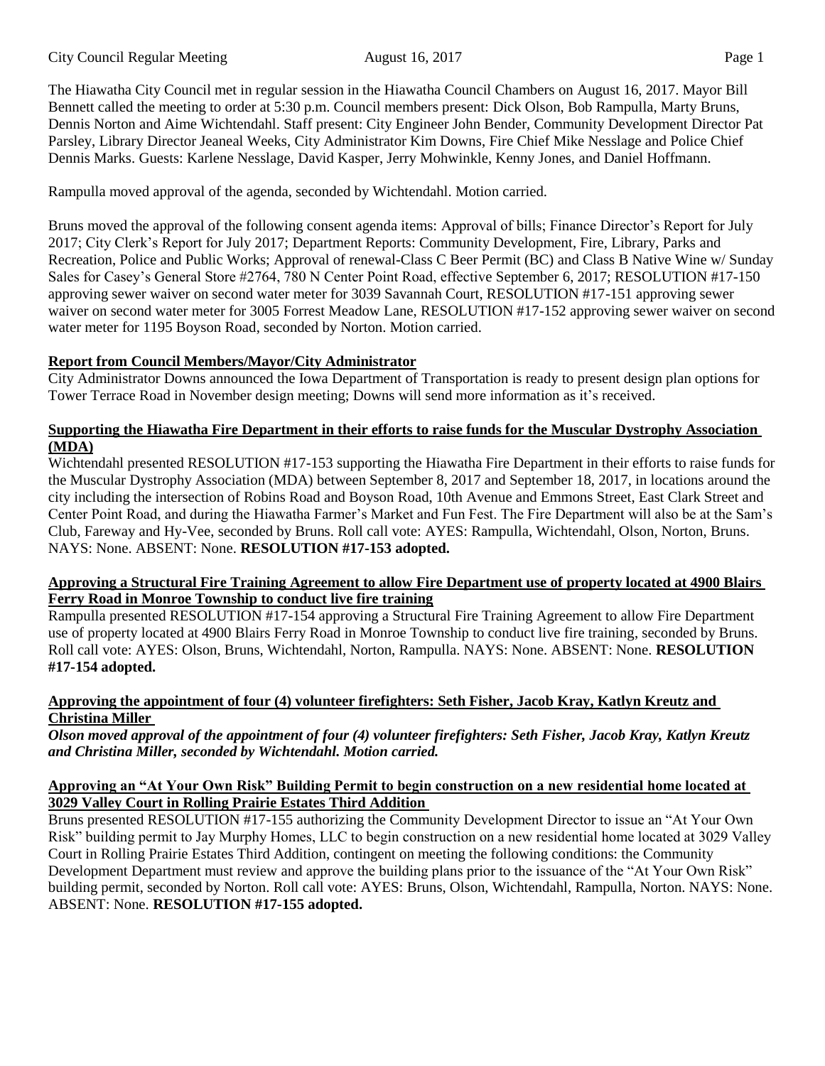The Hiawatha City Council met in regular session in the Hiawatha Council Chambers on August 16, 2017. Mayor Bill Bennett called the meeting to order at 5:30 p.m. Council members present: Dick Olson, Bob Rampulla, Marty Bruns, Dennis Norton and Aime Wichtendahl. Staff present: City Engineer John Bender, Community Development Director Pat Parsley, Library Director Jeaneal Weeks, City Administrator Kim Downs, Fire Chief Mike Nesslage and Police Chief Dennis Marks. Guests: Karlene Nesslage, David Kasper, Jerry Mohwinkle, Kenny Jones, and Daniel Hoffmann.

Rampulla moved approval of the agenda, seconded by Wichtendahl. Motion carried.

Bruns moved the approval of the following consent agenda items: Approval of bills; Finance Director's Report for July 2017; City Clerk's Report for July 2017; Department Reports: Community Development, Fire, Library, Parks and Recreation, Police and Public Works; Approval of renewal-Class C Beer Permit (BC) and Class B Native Wine w/ Sunday Sales for Casey's General Store #2764, 780 N Center Point Road, effective September 6, 2017; RESOLUTION #17-150 approving sewer waiver on second water meter for 3039 Savannah Court, RESOLUTION #17-151 approving sewer waiver on second water meter for 3005 Forrest Meadow Lane, RESOLUTION #17-152 approving sewer waiver on second water meter for 1195 Boyson Road, seconded by Norton. Motion carried.

**Report from Council Members/Mayor/City Administrator**

City Administrator Downs announced the Iowa Department of Transportation is ready to present design plan options for Tower Terrace Road in November design meeting; Downs will send more information as it's received.

**Supporting the Hiawatha Fire Department in their efforts to raise funds for the Muscular Dystrophy Association (MDA)**

Wichtendahl presented RESOLUTION #17-153 supporting the Hiawatha Fire Department in their efforts to raise funds for the Muscular Dystrophy Association (MDA) between September 8, 2017 and September 18, 2017, in locations around the city including the intersection of Robins Road and Boyson Road, 10th Avenue and Emmons Street, East Clark Street and Center Point Road, and during the Hiawatha Farmer's Market and Fun Fest. The Fire Department will also be at the Sam's Club, Fareway and Hy-Vee, seconded by Bruns. Roll call vote: AYES: Rampulla, Wichtendahl, Olson, Norton, Bruns. NAYS: None. ABSENT: None. **RESOLUTION #17-153 adopted.**

**Approving a Structural Fire Training Agreement to allow Fire Department use of property located at 4900 Blairs Ferry Road in Monroe Township to conduct live fire training**

Rampulla presented RESOLUTION #17-154 approving a Structural Fire Training Agreement to allow Fire Department use of property located at 4900 Blairs Ferry Road in Monroe Township to conduct live fire training, seconded by Bruns. Roll call vote: AYES: Olson, Bruns, Wichtendahl, Norton, Rampulla. NAYS: None. ABSENT: None. **RESOLUTION #17-154 adopted.**

**Approving the appointment of four (4) volunteer firefighters: Seth Fisher, Jacob Kray, Katlyn Kreutz and Christina Miller**

***Olson moved approval of the appointment of four (4) volunteer firefighters: Seth Fisher, Jacob Kray, Katlyn Kreutz and Christina Miller, seconded by Wichtendahl. Motion carried.***

**Approving an "At Your Own Risk" Building Permit to begin construction on a new residential home located at 3029 Valley Court in Rolling Prairie Estates Third Addition**

Bruns presented RESOLUTION #17-155 authorizing the Community Development Director to issue an "At Your Own Risk" building permit to Jay Murphy Homes, LLC to begin construction on a new residential home located at 3029 Valley Court in Rolling Prairie Estates Third Addition, contingent on meeting the following conditions: the Community Development Department must review and approve the building plans prior to the issuance of the "At Your Own Risk" building permit, seconded by Norton. Roll call vote: AYES: Bruns, Olson, Wichtendahl, Rampulla, Norton. NAYS: None. ABSENT: None. **RESOLUTION #17-155 adopted.**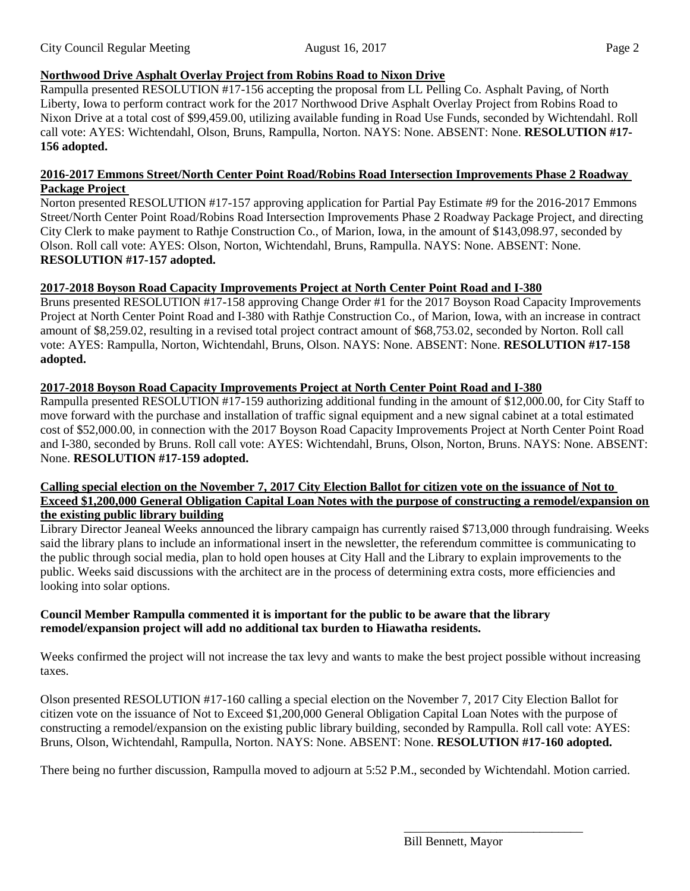**Northwood Drive Asphalt Overlay Project from Robins Road to Nixon Drive**

Rampulla presented RESOLUTION #17-156 accepting the proposal from LL Pelling Co. Asphalt Paving, of North Liberty, Iowa to perform contract work for the 2017 Northwood Drive Asphalt Overlay Project from Robins Road to Nixon Drive at a total cost of $99,459.00, utilizing available funding in Road Use Funds, seconded by Wichtendahl. Roll call vote: AYES: Wichtendahl, Olson, Bruns, Rampulla, Norton. NAYS: None. ABSENT: None. **RESOLUTION #17-156 adopted.**

**2016-2017 Emmons Street/North Center Point Road/Robins Road Intersection Improvements Phase 2 Roadway Package Project**

Norton presented RESOLUTION #17-157 approving application for Partial Pay Estimate #9 for the 2016-2017 Emmons Street/North Center Point Road/Robins Road Intersection Improvements Phase 2 Roadway Package Project, and directing City Clerk to make payment to Rathje Construction Co., of Marion, Iowa, in the amount of $143,098.97, seconded by Olson. Roll call vote: AYES: Olson, Norton, Wichtendahl, Bruns, Rampulla. NAYS: None. ABSENT: None. **RESOLUTION #17-157 adopted.**

**2017-2018 Boyson Road Capacity Improvements Project at North Center Point Road and I-380**

Bruns presented RESOLUTION #17-158 approving Change Order #1 for the 2017 Boyson Road Capacity Improvements Project at North Center Point Road and I-380 with Rathje Construction Co., of Marion, Iowa, with an increase in contract amount of $8,259.02, resulting in a revised total project contract amount of $68,753.02, seconded by Norton. Roll call vote: AYES: Rampulla, Norton, Wichtendahl, Bruns, Olson. NAYS: None. ABSENT: None. **RESOLUTION #17-158 adopted.**

**2017-2018 Boyson Road Capacity Improvements Project at North Center Point Road and I-380**

Rampulla presented RESOLUTION #17-159 authorizing additional funding in the amount of $12,000.00, for City Staff to move forward with the purchase and installation of traffic signal equipment and a new signal cabinet at a total estimated cost of $52,000.00, in connection with the 2017 Boyson Road Capacity Improvements Project at North Center Point Road and I-380, seconded by Bruns. Roll call vote: AYES: Wichtendahl, Bruns, Olson, Norton, Bruns. NAYS: None. ABSENT: None. **RESOLUTION #17-159 adopted.**

**Calling special election on the November 7, 2017 City Election Ballot for citizen vote on the issuance of Not to Exceed $1,200,000 General Obligation Capital Loan Notes with the purpose of constructing a remodel/expansion on the existing public library building**

Library Director Jeaneal Weeks announced the library campaign has currently raised $713,000 through fundraising. Weeks said the library plans to include an informational insert in the newsletter, the referendum committee is communicating to the public through social media, plan to hold open houses at City Hall and the Library to explain improvements to the public. Weeks said discussions with the architect are in the process of determining extra costs, more efficiencies and looking into solar options.

**Council Member Rampulla commented it is important for the public to be aware that the library remodel/expansion project will add no additional tax burden to Hiawatha residents.**

Weeks confirmed the project will not increase the tax levy and wants to make the best project possible without increasing taxes.

Olson presented RESOLUTION #17-160 calling a special election on the November 7, 2017 City Election Ballot for citizen vote on the issuance of Not to Exceed $1,200,000 General Obligation Capital Loan Notes with the purpose of constructing a remodel/expansion on the existing public library building, seconded by Rampulla. Roll call vote: AYES: Bruns, Olson, Wichtendahl, Rampulla, Norton. NAYS: None. ABSENT: None. **RESOLUTION #17-160 adopted.**

There being no further discussion, Rampulla moved to adjourn at 5:52 P.M., seconded by Wichtendahl. Motion carried.

\_\_\_\_\_\_\_\_\_\_\_\_\_\_\_\_\_\_\_\_\_\_\_\_\_\_\_\_\_\_

Bill Bennett, Mayor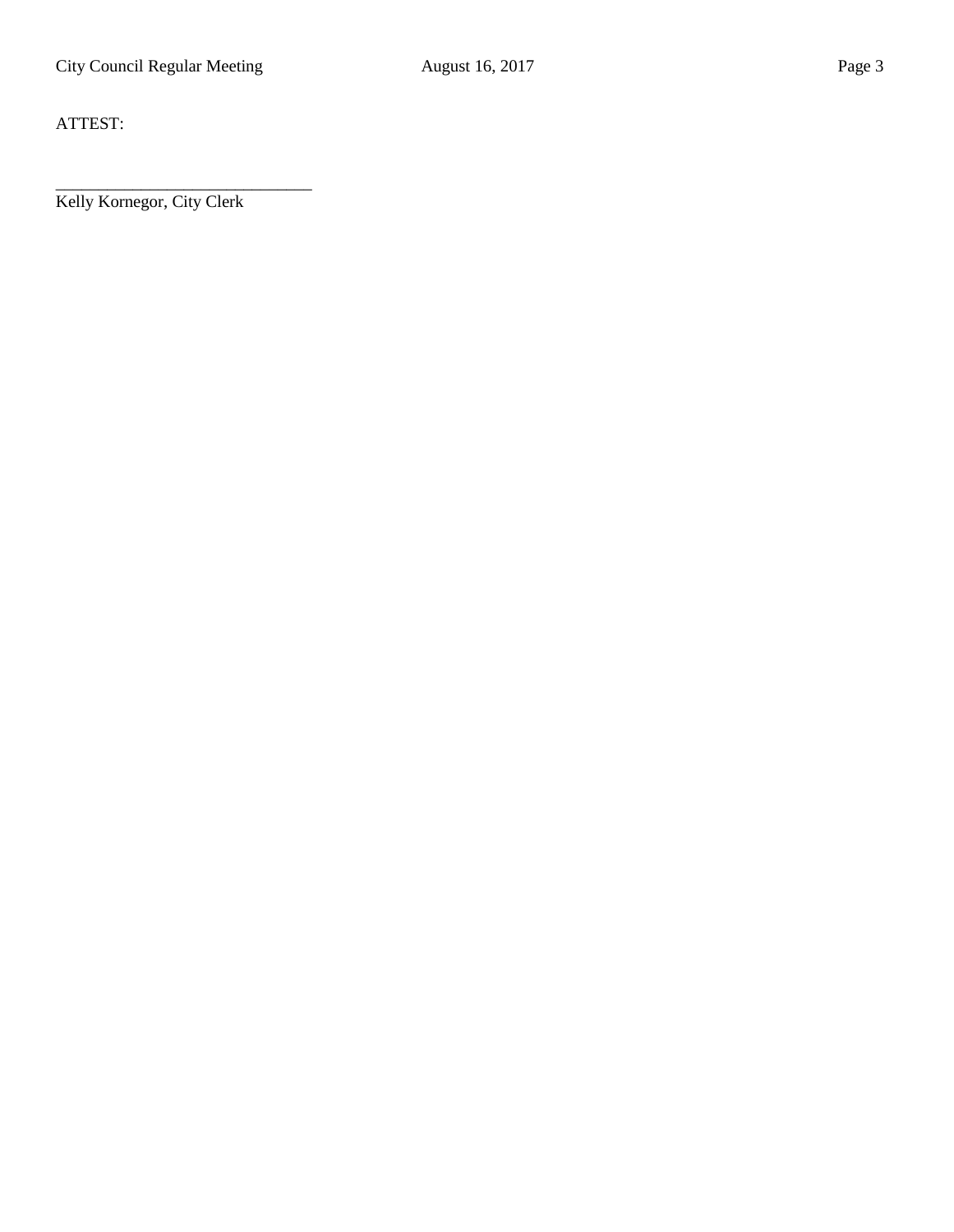ATTEST:

_______________________________
Kelly Kornegor, City Clerk